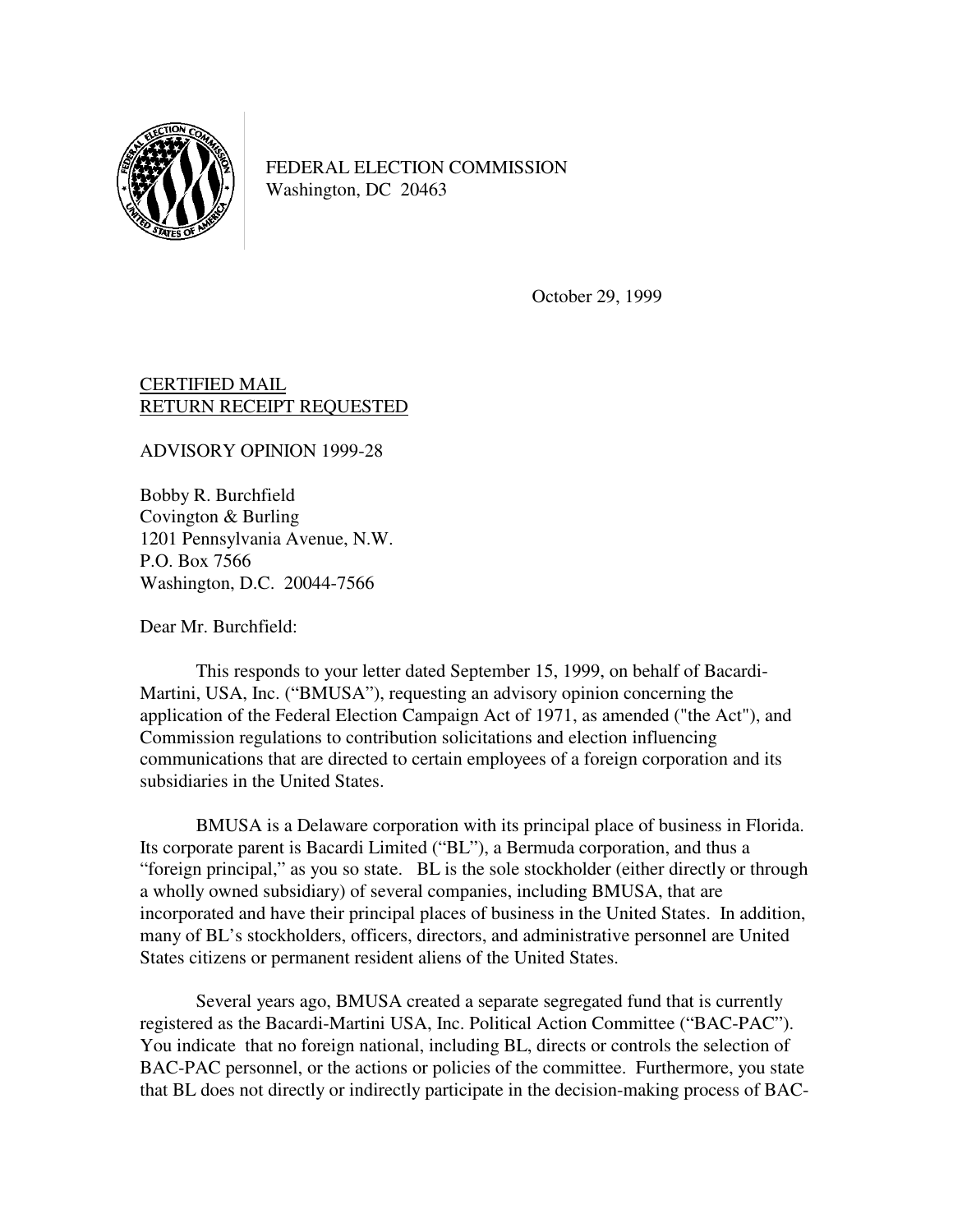FEDERAL ELECTION COMMISSION
Washington, DC 20463

October 29, 1999

CERTIFIED MAIL
RETURN RECEIPT REQUESTED

ADVISORY OPINION 1999-28

Bobby R. Burchfield
Covington & Burling
1201 Pennsylvania Avenue, N.W.
P.O. Box 7566
Washington, D.C. 20044-7566

Dear Mr. Burchfield:

This responds to your letter dated September 15, 1999, on behalf of Bacardi-Martini, USA, Inc. ("BMUSA"), requesting an advisory opinion concerning the application of the Federal Election Campaign Act of 1971, as amended ("the Act"), and Commission regulations to contribution solicitations and election influencing communications that are directed to certain employees of a foreign corporation and its subsidiaries in the United States.

BMUSA is a Delaware corporation with its principal place of business in Florida. Its corporate parent is Bacardi Limited ("BL"), a Bermuda corporation, and thus a "foreign principal," as you so state. BL is the sole stockholder (either directly or through a wholly owned subsidiary) of several companies, including BMUSA, that are incorporated and have their principal places of business in the United States. In addition, many of BL's stockholders, officers, directors, and administrative personnel are United States citizens or permanent resident aliens of the United States.

Several years ago, BMUSA created a separate segregated fund that is currently registered as the Bacardi-Martini USA, Inc. Political Action Committee ("BAC-PAC"). You indicate that no foreign national, including BL, directs or controls the selection of BAC-PAC personnel, or the actions or policies of the committee. Furthermore, you state that BL does not directly or indirectly participate in the decision-making process of BAC-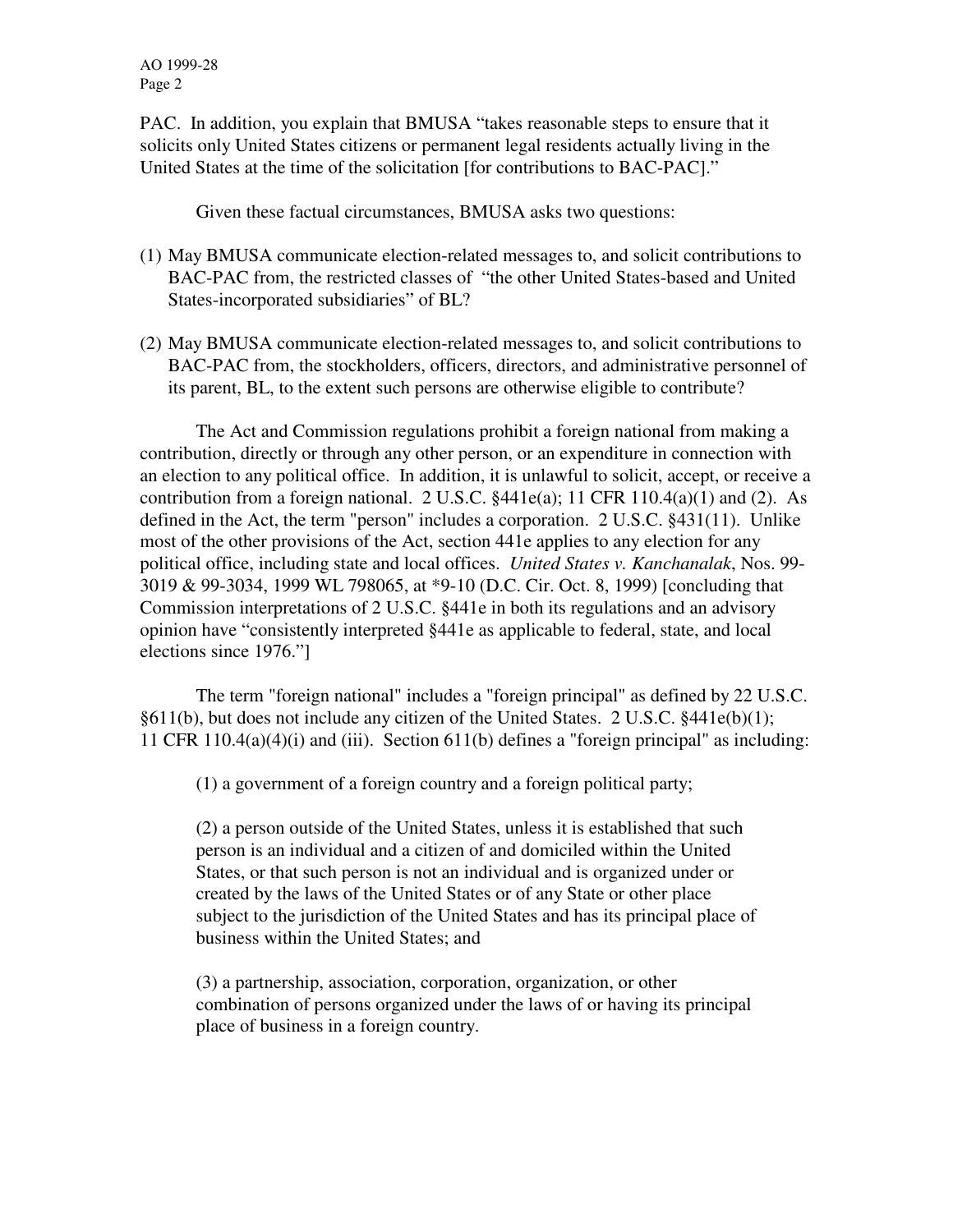PAC. In addition, you explain that BMUSA "takes reasonable steps to ensure that it solicits only United States citizens or permanent legal residents actually living in the United States at the time of the solicitation [for contributions to BAC-PAC]."

Given these factual circumstances, BMUSA asks two questions:

(1) May BMUSA communicate election-related messages to, and solicit contributions to BAC-PAC from, the restricted classes of "the other United States-based and United States-incorporated subsidiaries" of BL?

(2) May BMUSA communicate election-related messages to, and solicit contributions to BAC-PAC from, the stockholders, officers, directors, and administrative personnel of its parent, BL, to the extent such persons are otherwise eligible to contribute?

The Act and Commission regulations prohibit a foreign national from making a contribution, directly or through any other person, or an expenditure in connection with an election to any political office. In addition, it is unlawful to solicit, accept, or receive a contribution from a foreign national. 2 U.S.C. §441e(a); 11 CFR 110.4(a)(1) and (2). As defined in the Act, the term "person" includes a corporation. 2 U.S.C. §431(11). Unlike most of the other provisions of the Act, section 441e applies to any election for any political office, including state and local offices. *United States v. Kanchanalak*, Nos. 99-3019 & 99-3034, 1999 WL 798065, at *9-10 (D.C. Cir. Oct. 8, 1999) [concluding that Commission interpretations of 2 U.S.C. §441e in both its regulations and an advisory opinion have "consistently interpreted §441e as applicable to federal, state, and local elections since 1976."]

The term "foreign national" includes a "foreign principal" as defined by 22 U.S.C. §611(b), but does not include any citizen of the United States. 2 U.S.C. §441e(b)(1); 11 CFR 110.4(a)(4)(i) and (iii). Section 611(b) defines a "foreign principal" as including:

> (1) a government of a foreign country and a foreign political party;
>
> (2) a person outside of the United States, unless it is established that such person is an individual and a citizen of and domiciled within the United States, or that such person is not an individual and is organized under or created by the laws of the United States or of any State or other place subject to the jurisdiction of the United States and has its principal place of business within the United States; and
>
> (3) a partnership, association, corporation, organization, or other combination of persons organized under the laws of or having its principal place of business in a foreign country.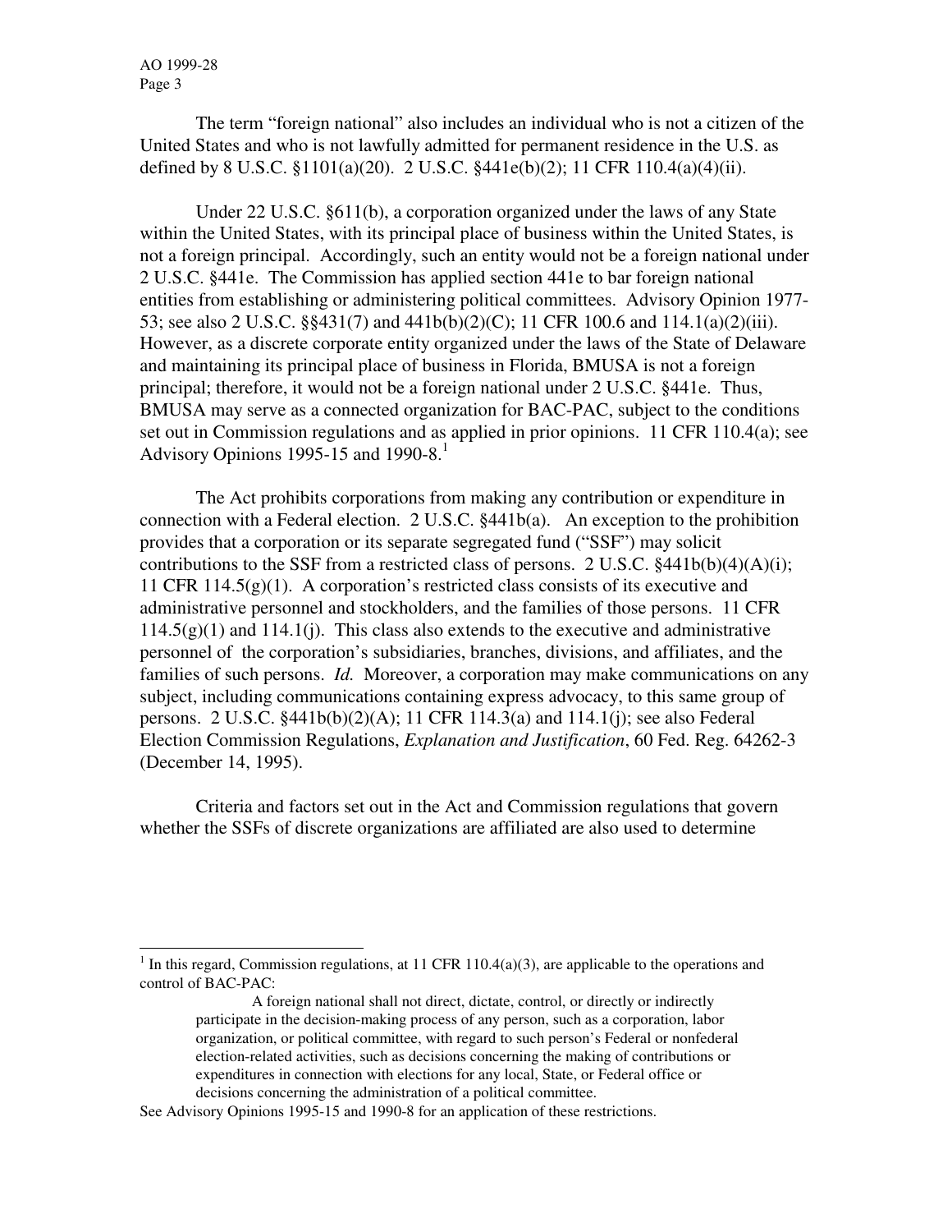The term "foreign national" also includes an individual who is not a citizen of the United States and who is not lawfully admitted for permanent residence in the U.S. as defined by 8 U.S.C. §1101(a)(20). 2 U.S.C. §441e(b)(2); 11 CFR 110.4(a)(4)(ii).

Under 22 U.S.C. §611(b), a corporation organized under the laws of any State within the United States, with its principal place of business within the United States, is not a foreign principal. Accordingly, such an entity would not be a foreign national under 2 U.S.C. §441e. The Commission has applied section 441e to bar foreign national entities from establishing or administering political committees. Advisory Opinion 1977-53; see also 2 U.S.C. §§431(7) and 441b(b)(2)(C); 11 CFR 100.6 and 114.1(a)(2)(iii). However, as a discrete corporate entity organized under the laws of the State of Delaware and maintaining its principal place of business in Florida, BMUSA is not a foreign principal; therefore, it would not be a foreign national under 2 U.S.C. §441e. Thus, BMUSA may serve as a connected organization for BAC-PAC, subject to the conditions set out in Commission regulations and as applied in prior opinions. 11 CFR 110.4(a); see Advisory Opinions 1995-15 and 1990-8.[1]

The Act prohibits corporations from making any contribution or expenditure in connection with a Federal election. 2 U.S.C. §441b(a). An exception to the prohibition provides that a corporation or its separate segregated fund ("SSF") may solicit contributions to the SSF from a restricted class of persons. 2 U.S.C. §441b(b)(4)(A)(i); 11 CFR 114.5(g)(1). A corporation's restricted class consists of its executive and administrative personnel and stockholders, and the families of those persons. 11 CFR 114.5(g)(1) and 114.1(j). This class also extends to the executive and administrative personnel of the corporation's subsidiaries, branches, divisions, and affiliates, and the families of such persons. *Id.* Moreover, a corporation may make communications on any subject, including communications containing express advocacy, to this same group of persons. 2 U.S.C. §441b(b)(2)(A); 11 CFR 114.3(a) and 114.1(j); see also Federal Election Commission Regulations, *Explanation and Justification*, 60 Fed. Reg. 64262-3 (December 14, 1995).

Criteria and factors set out in the Act and Commission regulations that govern whether the SSFs of discrete organizations are affiliated are also used to determine

---

[1] In this regard, Commission regulations, at 11 CFR 110.4(a)(3), are applicable to the operations and control of BAC-PAC:

> A foreign national shall not direct, dictate, control, or directly or indirectly participate in the decision-making process of any person, such as a corporation, labor organization, or political committee, with regard to such person's Federal or nonfederal election-related activities, such as decisions concerning the making of contributions or expenditures in connection with elections for any local, State, or Federal office or decisions concerning the administration of a political committee.

See Advisory Opinions 1995-15 and 1990-8 for an application of these restrictions.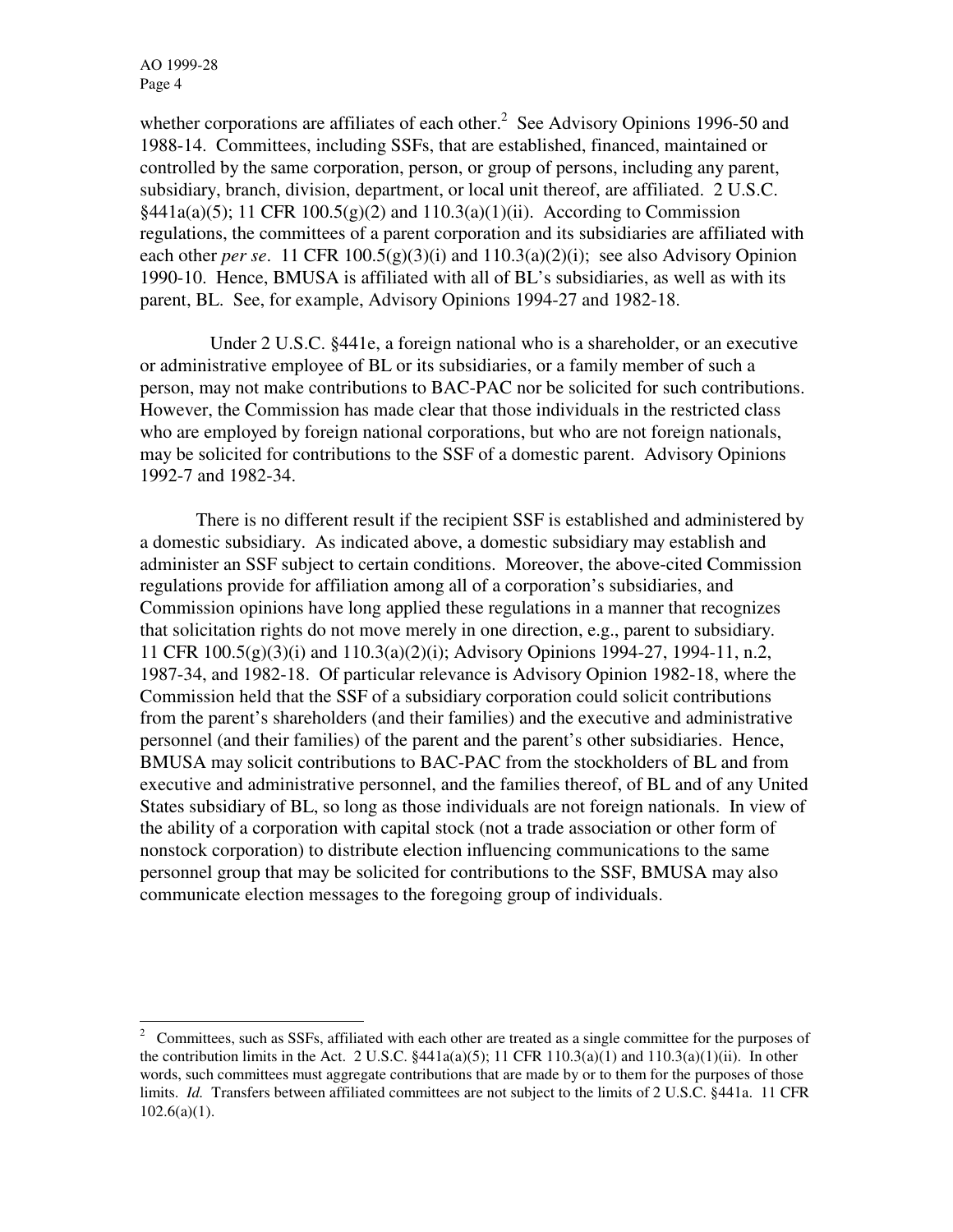whether corporations are affiliates of each other.[2] See Advisory Opinions 1996-50 and 1988-14. Committees, including SSFs, that are established, financed, maintained or controlled by the same corporation, person, or group of persons, including any parent, subsidiary, branch, division, department, or local unit thereof, are affiliated. 2 U.S.C. §441a(a)(5); 11 CFR 100.5(g)(2) and 110.3(a)(1)(ii). According to Commission regulations, the committees of a parent corporation and its subsidiaries are affiliated with each other *per se*. 11 CFR 100.5(g)(3)(i) and 110.3(a)(2)(i); see also Advisory Opinion 1990-10. Hence, BMUSA is affiliated with all of BL's subsidiaries, as well as with its parent, BL. See, for example, Advisory Opinions 1994-27 and 1982-18.

Under 2 U.S.C. §441e, a foreign national who is a shareholder, or an executive or administrative employee of BL or its subsidiaries, or a family member of such a person, may not make contributions to BAC-PAC nor be solicited for such contributions. However, the Commission has made clear that those individuals in the restricted class who are employed by foreign national corporations, but who are not foreign nationals, may be solicited for contributions to the SSF of a domestic parent. Advisory Opinions 1992-7 and 1982-34.

There is no different result if the recipient SSF is established and administered by a domestic subsidiary. As indicated above, a domestic subsidiary may establish and administer an SSF subject to certain conditions. Moreover, the above-cited Commission regulations provide for affiliation among all of a corporation's subsidiaries, and Commission opinions have long applied these regulations in a manner that recognizes that solicitation rights do not move merely in one direction, e.g., parent to subsidiary. 11 CFR 100.5(g)(3)(i) and 110.3(a)(2)(i); Advisory Opinions 1994-27, 1994-11, n.2, 1987-34, and 1982-18. Of particular relevance is Advisory Opinion 1982-18, where the Commission held that the SSF of a subsidiary corporation could solicit contributions from the parent's shareholders (and their families) and the executive and administrative personnel (and their families) of the parent and the parent's other subsidiaries. Hence, BMUSA may solicit contributions to BAC-PAC from the stockholders of BL and from executive and administrative personnel, and the families thereof, of BL and of any United States subsidiary of BL, so long as those individuals are not foreign nationals. In view of the ability of a corporation with capital stock (not a trade association or other form of nonstock corporation) to distribute election influencing communications to the same personnel group that may be solicited for contributions to the SSF, BMUSA may also communicate election messages to the foregoing group of individuals.

---

[2] Committees, such as SSFs, affiliated with each other are treated as a single committee for the purposes of the contribution limits in the Act. 2 U.S.C. §441a(a)(5); 11 CFR 110.3(a)(1) and 110.3(a)(1)(ii). In other words, such committees must aggregate contributions that are made by or to them for the purposes of those limits. *Id.* Transfers between affiliated committees are not subject to the limits of 2 U.S.C. §441a. 11 CFR 102.6(a)(1).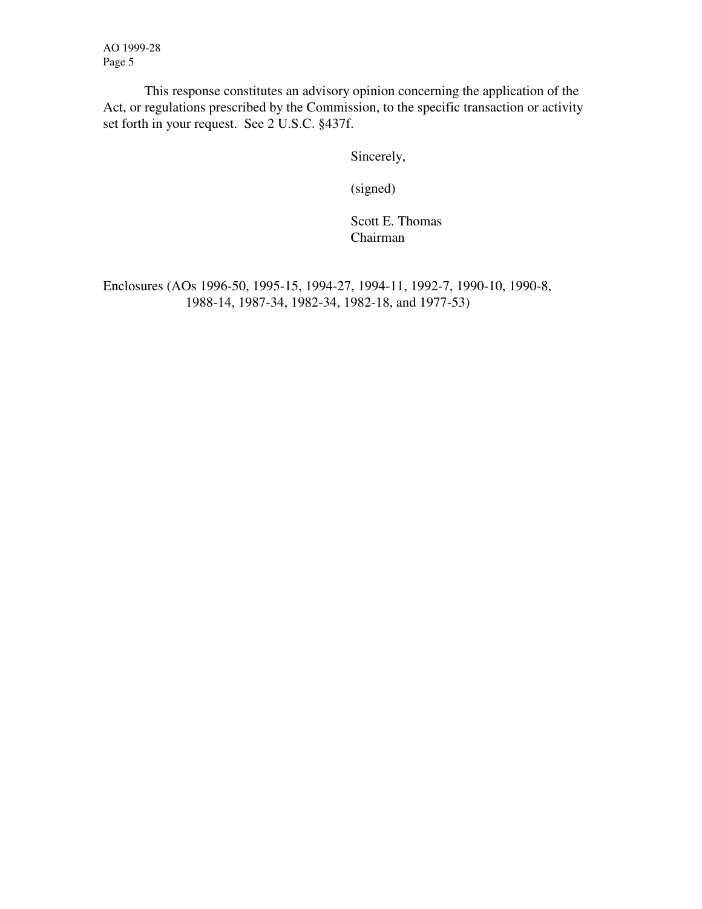This response constitutes an advisory opinion concerning the application of the Act, or regulations prescribed by the Commission, to the specific transaction or activity set forth in your request. See 2 U.S.C. §437f.

Sincerely,

(signed)

Scott E. Thomas
Chairman

Enclosures (AOs 1996-50, 1995-15, 1994-27, 1994-11, 1992-7, 1990-10, 1990-8, 1988-14, 1987-34, 1982-34, 1982-18, and 1977-53)